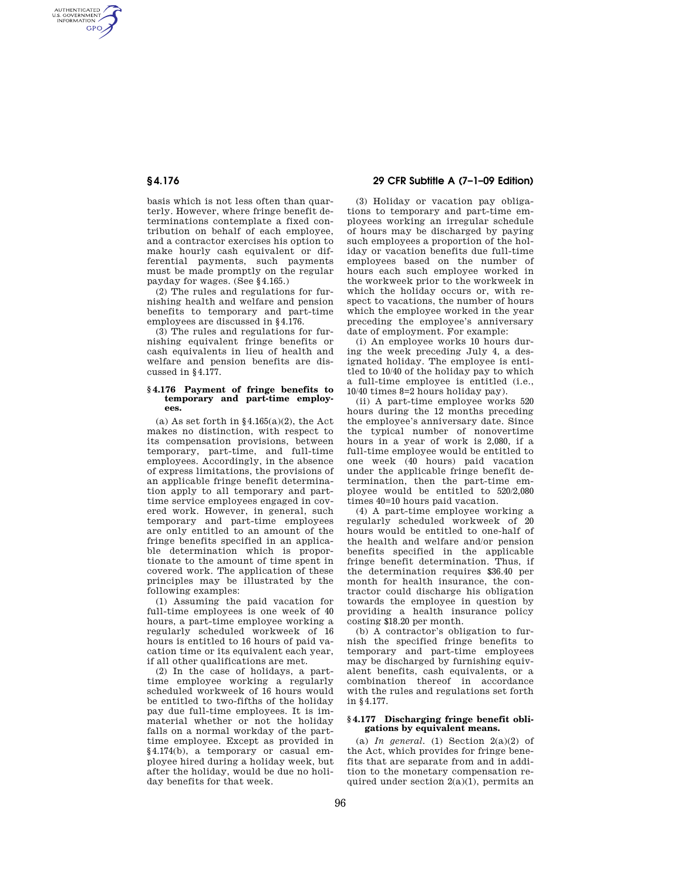basis which is not less often than quarterly. However, where fringe benefit determinations contemplate a fixed contribution on behalf of each employee, and a contractor exercises his option to make hourly cash equivalent or differential payments, such payments must be made promptly on the regular payday for wages. (See §4.165.)

(2) The rules and regulations for furnishing health and welfare and pension benefits to temporary and part-time employees are discussed in §4.176.

(3) The rules and regulations for furnishing equivalent fringe benefits or cash equivalents in lieu of health and welfare and pension benefits are discussed in §4.177.

### §4.176 Payment of fringe benefits to temporary and part-time employees.

(a) As set forth in §4.165(a)(2), the Act makes no distinction, with respect to its compensation provisions, between temporary, part-time, and full-time employees. Accordingly, in the absence of express limitations, the provisions of an applicable fringe benefit determination apply to all temporary and part-time service employees engaged in covered work. However, in general, such temporary and part-time employees are only entitled to an amount of the fringe benefits specified in an applicable determination which is proportionate to the amount of time spent in covered work. The application of these principles may be illustrated by the following examples:

(1) Assuming the paid vacation for full-time employees is one week of 40 hours, a part-time employee working a regularly scheduled workweek of 16 hours is entitled to 16 hours of paid vacation time or its equivalent each year, if all other qualifications are met.

(2) In the case of holidays, a part-time employee working a regularly scheduled workweek of 16 hours would be entitled to two-fifths of the holiday pay due full-time employees. It is immaterial whether or not the holiday falls on a normal workday of the part-time employee. Except as provided in §4.174(b), a temporary or casual employee hired during a holiday week, but after the holiday, would be due no holiday benefits for that week.

(3) Holiday or vacation pay obligations to temporary and part-time employees working an irregular schedule of hours may be discharged by paying such employees a proportion of the holiday or vacation benefits due full-time employees based on the number of hours each such employee worked in the workweek prior to the workweek in which the holiday occurs or, with respect to vacations, the number of hours which the employee worked in the year preceding the employee's anniversary date of employment. For example:

(i) An employee works 10 hours during the week preceding July 4, a designated holiday. The employee is entitled to 10/40 of the holiday pay to which a full-time employee is entitled (i.e., 10/40 times 8=2 hours holiday pay).

(ii) A part-time employee works 520 hours during the 12 months preceding the employee's anniversary date. Since the typical number of nonovertime hours in a year of work is 2,080, if a full-time employee would be entitled to one week (40 hours) paid vacation under the applicable fringe benefit determination, then the part-time employee would be entitled to 520/2,080 times 40=10 hours paid vacation.

(4) A part-time employee working a regularly scheduled workweek of 20 hours would be entitled to one-half of the health and welfare and/or pension benefits specified in the applicable fringe benefit determination. Thus, if the determination requires $36.40 per month for health insurance, the contractor could discharge his obligation towards the employee in question by providing a health insurance policy costing $18.20 per month.

(b) A contractor's obligation to furnish the specified fringe benefits to temporary and part-time employees may be discharged by furnishing equivalent benefits, cash equivalents, or a combination thereof in accordance with the rules and regulations set forth in §4.177.

### §4.177 Discharging fringe benefit obligations by equivalent means.

(a) *In general.* (1) Section 2(a)(2) of the Act, which provides for fringe benefits that are separate from and in addition to the monetary compensation required under section 2(a)(1), permits an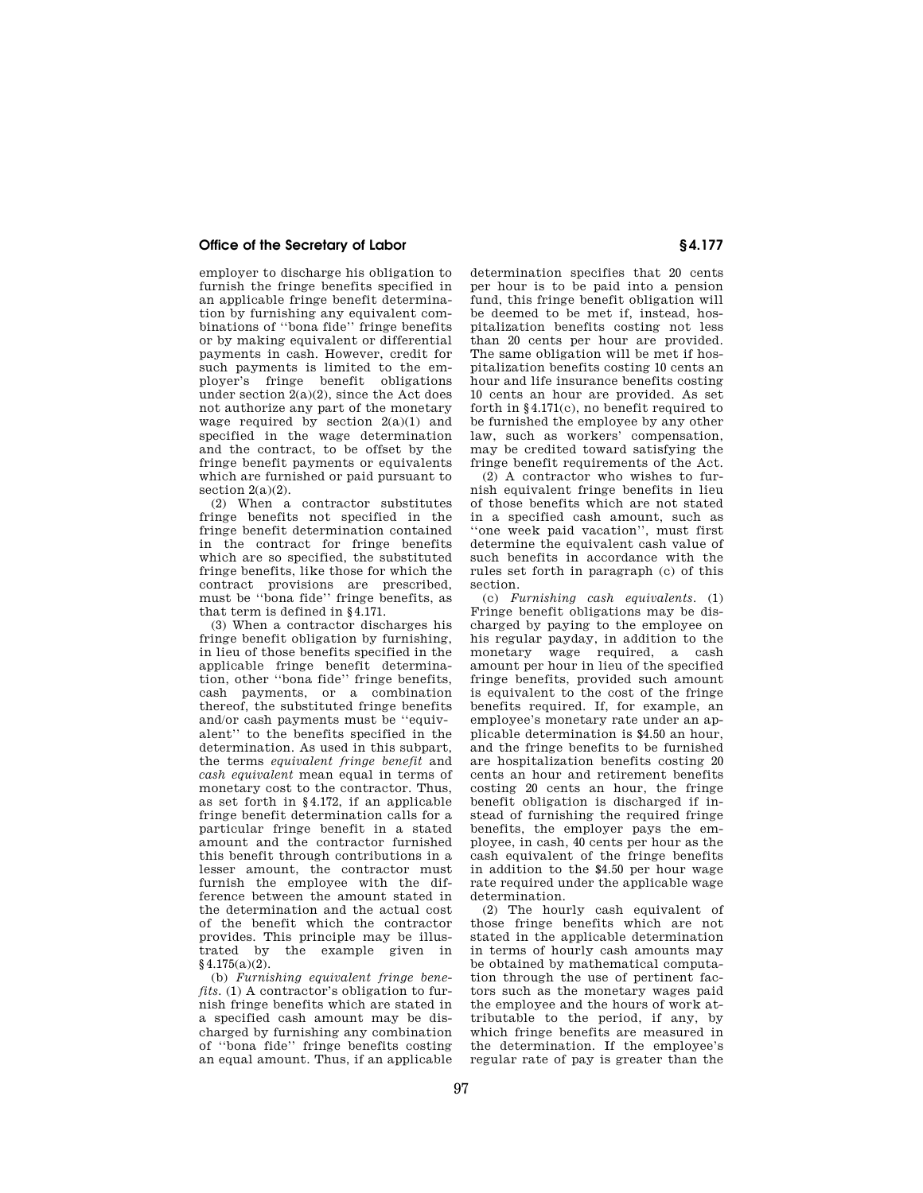employer to discharge his obligation to furnish the fringe benefits specified in an applicable fringe benefit determination by furnishing any equivalent combinations of "bona fide" fringe benefits or by making equivalent or differential payments in cash. However, credit for such payments is limited to the employer's fringe benefit obligations under section 2(a)(2), since the Act does not authorize any part of the monetary wage required by section 2(a)(1) and specified in the wage determination and the contract, to be offset by the fringe benefit payments or equivalents which are furnished or paid pursuant to section 2(a)(2).

(2) When a contractor substitutes fringe benefits not specified in the fringe benefit determination contained in the contract for fringe benefits which are so specified, the substituted fringe benefits, like those for which the contract provisions are prescribed, must be "bona fide" fringe benefits, as that term is defined in §4.171.

(3) When a contractor discharges his fringe benefit obligation by furnishing, in lieu of those benefits specified in the applicable fringe benefit determination, other "bona fide" fringe benefits, cash payments, or a combination thereof, the substituted fringe benefits and/or cash payments must be "equivalent" to the benefits specified in the determination. As used in this subpart, the terms *equivalent fringe benefit* and *cash equivalent* mean equal in terms of monetary cost to the contractor. Thus, as set forth in §4.172, if an applicable fringe benefit determination calls for a particular fringe benefit in a stated amount and the contractor furnished this benefit through contributions in a lesser amount, the contractor must furnish the employee with the difference between the amount stated in the determination and the actual cost of the benefit which the contractor provides. This principle may be illustrated by the example given in §4.175(a)(2).

(b) *Furnishing equivalent fringe benefits.* (1) A contractor's obligation to furnish fringe benefits which are stated in a specified cash amount may be discharged by furnishing any combination of "bona fide" fringe benefits costing an equal amount. Thus, if an applicable determination specifies that 20 cents per hour is to be paid into a pension fund, this fringe benefit obligation will be deemed to be met if, instead, hospitalization benefits costing not less than 20 cents per hour are provided. The same obligation will be met if hospitalization benefits costing 10 cents an hour and life insurance benefits costing 10 cents an hour are provided. As set forth in §4.171(c), no benefit required to be furnished the employee by any other law, such as workers' compensation, may be credited toward satisfying the fringe benefit requirements of the Act.

(2) A contractor who wishes to furnish equivalent fringe benefits in lieu of those benefits which are not stated in a specified cash amount, such as "one week paid vacation", must first determine the equivalent cash value of such benefits in accordance with the rules set forth in paragraph (c) of this section.

(c) *Furnishing cash equivalents.* (1) Fringe benefit obligations may be discharged by paying to the employee on his regular payday, in addition to the monetary wage required, a cash amount per hour in lieu of the specified fringe benefits, provided such amount is equivalent to the cost of the fringe benefits required. If, for example, an employee's monetary rate under an applicable determination is \$4.50 an hour, and the fringe benefits to be furnished are hospitalization benefits costing 20 cents an hour and retirement benefits costing 20 cents an hour, the fringe benefit obligation is discharged if instead of furnishing the required fringe benefits, the employer pays the employee, in cash, 40 cents per hour as the cash equivalent of the fringe benefits in addition to the \$4.50 per hour wage rate required under the applicable wage determination.

(2) The hourly cash equivalent of those fringe benefits which are not stated in the applicable determination in terms of hourly cash amounts may be obtained by mathematical computation through the use of pertinent factors such as the monetary wages paid the employee and the hours of work attributable to the period, if any, by which fringe benefits are measured in the determination. If the employee's regular rate of pay is greater than the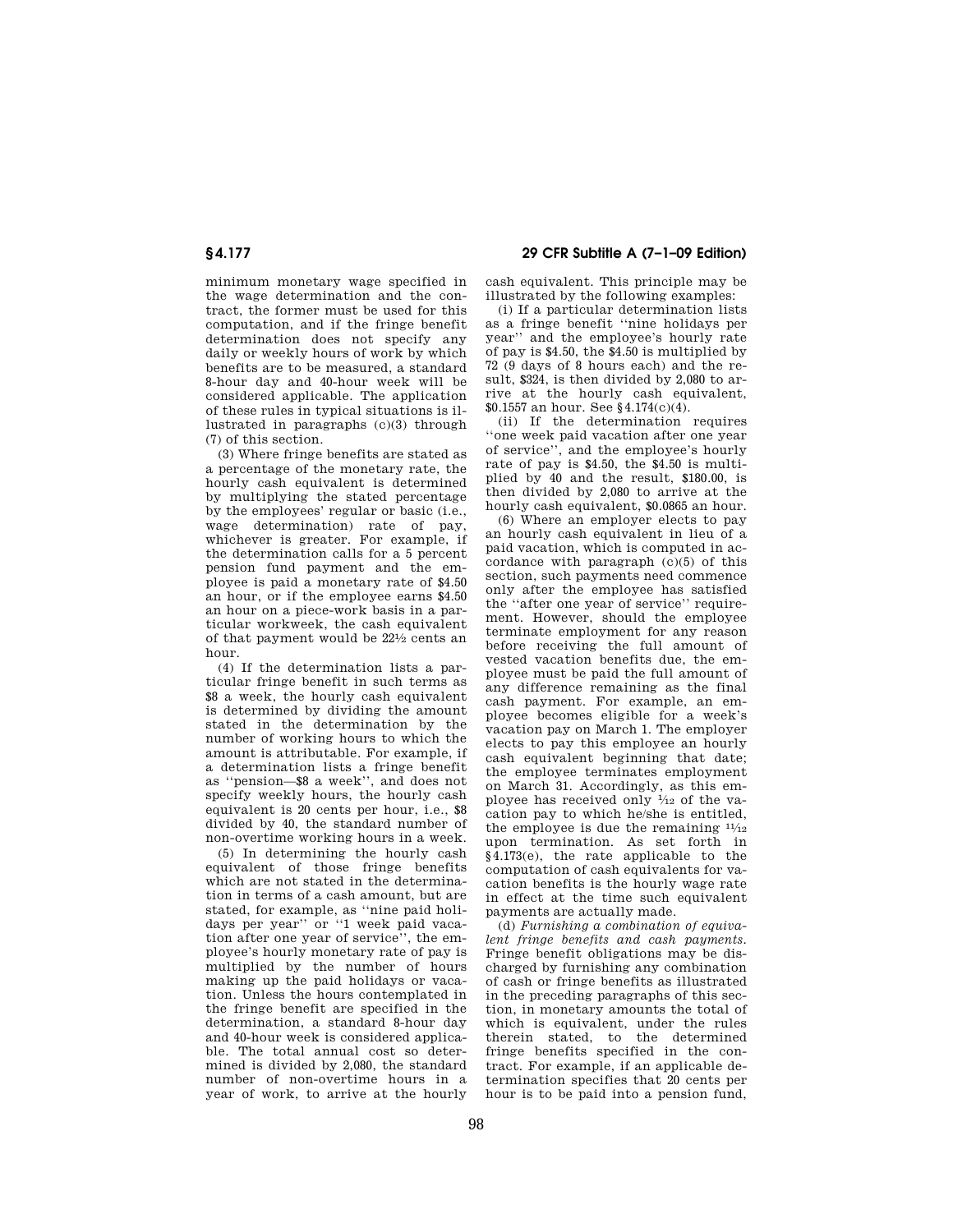minimum monetary wage specified in the wage determination and the contract, the former must be used for this computation, and if the fringe benefit determination does not specify any daily or weekly hours of work by which benefits are to be measured, a standard 8-hour day and 40-hour week will be considered applicable. The application of these rules in typical situations is illustrated in paragraphs (c)(3) through (7) of this section.

(3) Where fringe benefits are stated as a percentage of the monetary rate, the hourly cash equivalent is determined by multiplying the stated percentage by the employees' regular or basic (i.e., wage determination) rate of pay, whichever is greater. For example, if the determination calls for a 5 percent pension fund payment and the employee is paid a monetary rate of $4.50 an hour, or if the employee earns $4.50 an hour on a piece-work basis in a particular workweek, the cash equivalent of that payment would be 22½ cents an hour.

(4) If the determination lists a particular fringe benefit in such terms as $8 a week, the hourly cash equivalent is determined by dividing the amount stated in the determination by the number of working hours to which the amount is attributable. For example, if a determination lists a fringe benefit as ''pension—$8 a week'', and does not specify weekly hours, the hourly cash equivalent is 20 cents per hour, i.e., $8 divided by 40, the standard number of non-overtime working hours in a week.

(5) In determining the hourly cash equivalent of those fringe benefits which are not stated in the determination in terms of a cash amount, but are stated, for example, as ''nine paid holidays per year'' or ''1 week paid vacation after one year of service'', the employee's hourly monetary rate of pay is multiplied by the number of hours making up the paid holidays or vacation. Unless the hours contemplated in the fringe benefit are specified in the determination, a standard 8-hour day and 40-hour week is considered applicable. The total annual cost so determined is divided by 2,080, the standard number of non-overtime hours in a year of work, to arrive at the hourly cash equivalent. This principle may be illustrated by the following examples:

(i) If a particular determination lists as a fringe benefit ''nine holidays per year'' and the employee's hourly rate of pay is $4.50, the $4.50 is multiplied by 72 (9 days of 8 hours each) and the result, $324, is then divided by 2,080 to arrive at the hourly cash equivalent, $0.1557 an hour. See §4.174(c)(4).

(ii) If the determination requires ''one week paid vacation after one year of service'', and the employee's hourly rate of pay is $4.50, the $4.50 is multiplied by 40 and the result, $180.00, is then divided by 2,080 to arrive at the hourly cash equivalent, $0.0865 an hour.

(6) Where an employer elects to pay an hourly cash equivalent in lieu of a paid vacation, which is computed in accordance with paragraph (c)(5) of this section, such payments need commence only after the employee has satisfied the ''after one year of service'' requirement. However, should the employee terminate employment for any reason before receiving the full amount of vested vacation benefits due, the employee must be paid the full amount of any difference remaining as the final cash payment. For example, an employee becomes eligible for a week's vacation pay on March 1. The employer elects to pay this employee an hourly cash equivalent beginning that date; the employee terminates employment on March 31. Accordingly, as this employee has received only 1/12 of the vacation pay to which he/she is entitled, the employee is due the remaining 11/12 upon termination. As set forth in §4.173(e), the rate applicable to the computation of cash equivalents for vacation benefits is the hourly wage rate in effect at the time such equivalent payments are actually made.

(d) *Furnishing a combination of equivalent fringe benefits and cash payments.* Fringe benefit obligations may be discharged by furnishing any combination of cash or fringe benefits as illustrated in the preceding paragraphs of this section, in monetary amounts the total of which is equivalent, under the rules therein stated, to the determined fringe benefits specified in the contract. For example, if an applicable determination specifies that 20 cents per hour is to be paid into a pension fund,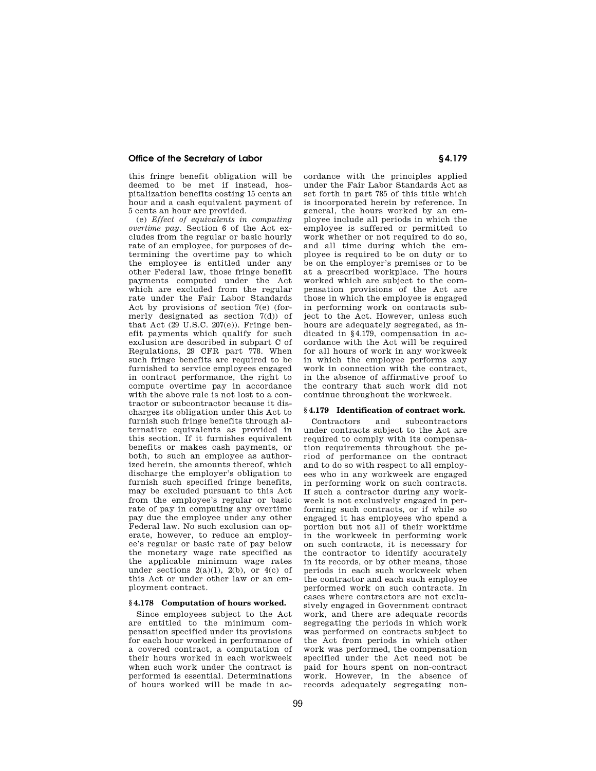this fringe benefit obligation will be deemed to be met if instead, hospitalization benefits costing 15 cents an hour and a cash equivalent payment of 5 cents an hour are provided.

(e) *Effect of equivalents in computing overtime pay*. Section 6 of the Act excludes from the regular or basic hourly rate of an employee, for purposes of determining the overtime pay to which the employee is entitled under any other Federal law, those fringe benefit payments computed under the Act which are excluded from the regular rate under the Fair Labor Standards Act by provisions of section 7(e) (formerly designated as section 7(d)) of that Act (29 U.S.C. 207(e)). Fringe benefit payments which qualify for such exclusion are described in subpart C of Regulations, 29 CFR part 778. When such fringe benefits are required to be furnished to service employees engaged in contract performance, the right to compute overtime pay in accordance with the above rule is not lost to a contractor or subcontractor because it discharges its obligation under this Act to furnish such fringe benefits through alternative equivalents as provided in this section. If it furnishes equivalent benefits or makes cash payments, or both, to such an employee as authorized herein, the amounts thereof, which discharge the employer's obligation to furnish such specified fringe benefits, may be excluded pursuant to this Act from the employee's regular or basic rate of pay in computing any overtime pay due the employee under any other Federal law. No such exclusion can operate, however, to reduce an employee's regular or basic rate of pay below the monetary wage rate specified as the applicable minimum wage rates under sections 2(a)(1), 2(b), or 4(c) of this Act or under other law or an employment contract.

### §4.178 Computation of hours worked.

Since employees subject to the Act are entitled to the minimum compensation specified under its provisions for each hour worked in performance of a covered contract, a computation of their hours worked in each workweek when such work under the contract is performed is essential. Determinations of hours worked will be made in accordance with the principles applied under the Fair Labor Standards Act as set forth in part 785 of this title which is incorporated herein by reference. In general, the hours worked by an employee include all periods in which the employee is suffered or permitted to work whether or not required to do so, and all time during which the employee is required to be on duty or to be on the employer's premises or to be at a prescribed workplace. The hours worked which are subject to the compensation provisions of the Act are those in which the employee is engaged in performing work on contracts subject to the Act. However, unless such hours are adequately segregated, as indicated in §4.179, compensation in accordance with the Act will be required for all hours of work in any workweek in which the employee performs any work in connection with the contract, in the absence of affirmative proof to the contrary that such work did not continue throughout the workweek.

### §4.179 Identification of contract work.

Contractors and subcontractors under contracts subject to the Act are required to comply with its compensation requirements throughout the period of performance on the contract and to do so with respect to all employees who in any workweek are engaged in performing work on such contracts. If such a contractor during any workweek is not exclusively engaged in performing such contracts, or if while so engaged it has employees who spend a portion but not all of their worktime in the workweek in performing work on such contracts, it is necessary for the contractor to identify accurately in its records, or by other means, those periods in each such workweek when the contractor and each such employee performed work on such contracts. In cases where contractors are not exclusively engaged in Government contract work, and there are adequate records segregating the periods in which work was performed on contracts subject to the Act from periods in which other work was performed, the compensation specified under the Act need not be paid for hours spent on non-contract work. However, in the absence of records adequately segregating non-